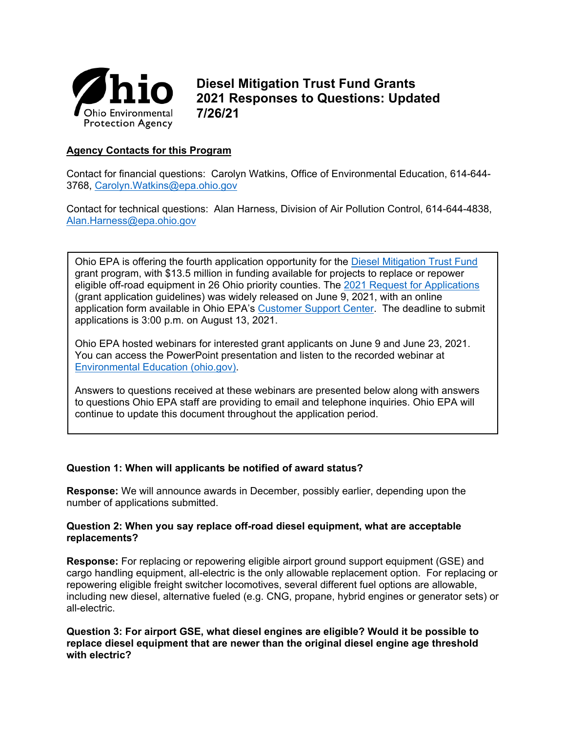Ohio Environmental Protection Agency

# Diesel Mitigation Trust Fund Grants 2021 Responses to Questions: Updated 7/26/21

**Agency Contacts for this Program**

Contact for financial questions: Carolyn Watkins, Office of Environmental Education, 614-644-3768, Carolyn.Watkins@epa.ohio.gov

Contact for technical questions: Alan Harness, Division of Air Pollution Control, 614-644-4838, Alan.Harness@epa.ohio.gov

Ohio EPA is offering the fourth application opportunity for the Diesel Mitigation Trust Fund grant program, with $13.5 million in funding available for projects to replace or repower eligible off-road equipment in 26 Ohio priority counties. The 2021 Request for Applications (grant application guidelines) was widely released on June 9, 2021, with an online application form available in Ohio EPA's Customer Support Center. The deadline to submit applications is 3:00 p.m. on August 13, 2021.

Ohio EPA hosted webinars for interested grant applicants on June 9 and June 23, 2021. You can access the PowerPoint presentation and listen to the recorded webinar at Environmental Education (ohio.gov).

Answers to questions received at these webinars are presented below along with answers to questions Ohio EPA staff are providing to email and telephone inquiries. Ohio EPA will continue to update this document throughout the application period.

**Question 1: When will applicants be notified of award status?**

**Response:** We will announce awards in December, possibly earlier, depending upon the number of applications submitted.

**Question 2: When you say replace off-road diesel equipment, what are acceptable replacements?**

**Response:** For replacing or repowering eligible airport ground support equipment (GSE) and cargo handling equipment, all-electric is the only allowable replacement option. For replacing or repowering eligible freight switcher locomotives, several different fuel options are allowable, including new diesel, alternative fueled (e.g. CNG, propane, hybrid engines or generator sets) or all-electric.

**Question 3: For airport GSE, what diesel engines are eligible? Would it be possible to replace diesel equipment that are newer than the original diesel engine age threshold with electric?**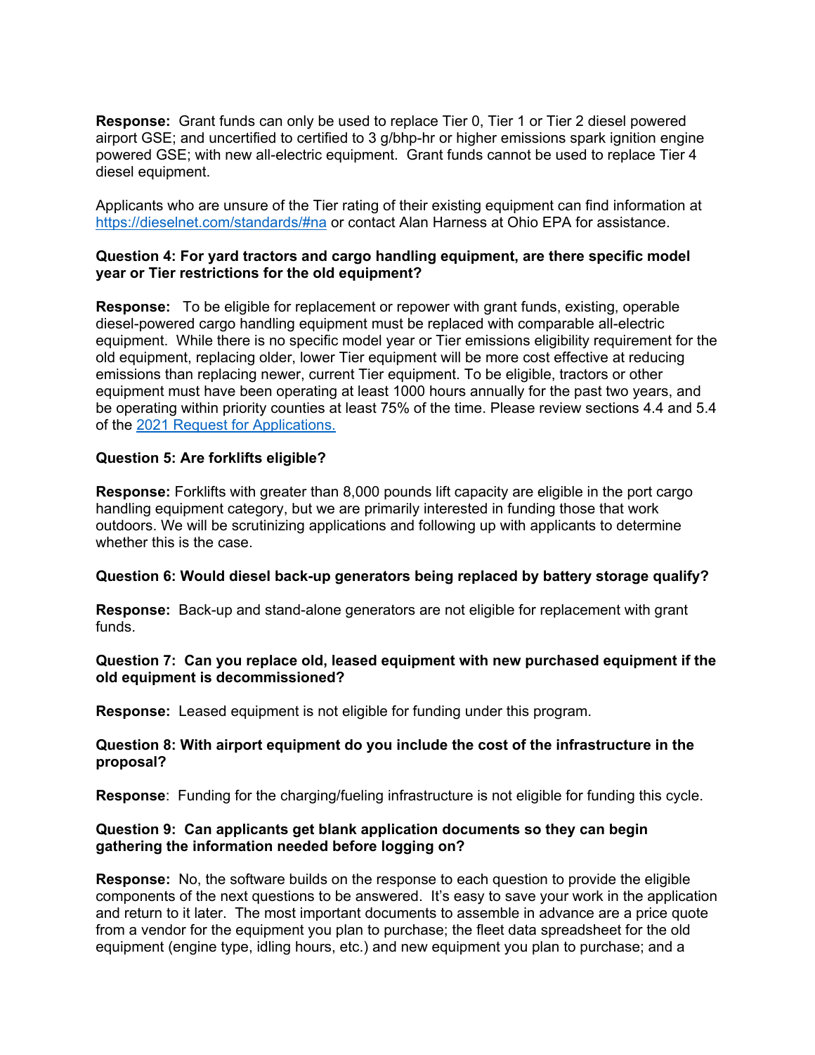**Response:** Grant funds can only be used to replace Tier 0, Tier 1 or Tier 2 diesel powered airport GSE; and uncertified to certified to 3 g/bhp-hr or higher emissions spark ignition engine powered GSE; with new all-electric equipment. Grant funds cannot be used to replace Tier 4 diesel equipment.

Applicants who are unsure of the Tier rating of their existing equipment can find information at [https://dieselnet.com/standards/#na](https://dieselnet.com/standards/#na) or contact Alan Harness at Ohio EPA for assistance.

**Question 4: For yard tractors and cargo handling equipment, are there specific model year or Tier restrictions for the old equipment?**

**Response:** To be eligible for replacement or repower with grant funds, existing, operable diesel-powered cargo handling equipment must be replaced with comparable all-electric equipment. While there is no specific model year or Tier emissions eligibility requirement for the old equipment, replacing older, lower Tier equipment will be more cost effective at reducing emissions than replacing newer, current Tier equipment. To be eligible, tractors or other equipment must have been operating at least 1000 hours annually for the past two years, and be operating within priority counties at least 75% of the time. Please review sections 4.4 and 5.4 of the [2021 Request for Applications.]()

**Question 5: Are forklifts eligible?**

**Response:** Forklifts with greater than 8,000 pounds lift capacity are eligible in the port cargo handling equipment category, but we are primarily interested in funding those that work outdoors. We will be scrutinizing applications and following up with applicants to determine whether this is the case.

**Question 6: Would diesel back-up generators being replaced by battery storage qualify?**

**Response:** Back-up and stand-alone generators are not eligible for replacement with grant funds.

**Question 7: Can you replace old, leased equipment with new purchased equipment if the old equipment is decommissioned?**

**Response:** Leased equipment is not eligible for funding under this program.

**Question 8: With airport equipment do you include the cost of the infrastructure in the proposal?**

**Response**: Funding for the charging/fueling infrastructure is not eligible for funding this cycle.

**Question 9: Can applicants get blank application documents so they can begin gathering the information needed before logging on?**

**Response:** No, the software builds on the response to each question to provide the eligible components of the next questions to be answered. It's easy to save your work in the application and return to it later. The most important documents to assemble in advance are a price quote from a vendor for the equipment you plan to purchase; the fleet data spreadsheet for the old equipment (engine type, idling hours, etc.) and new equipment you plan to purchase; and a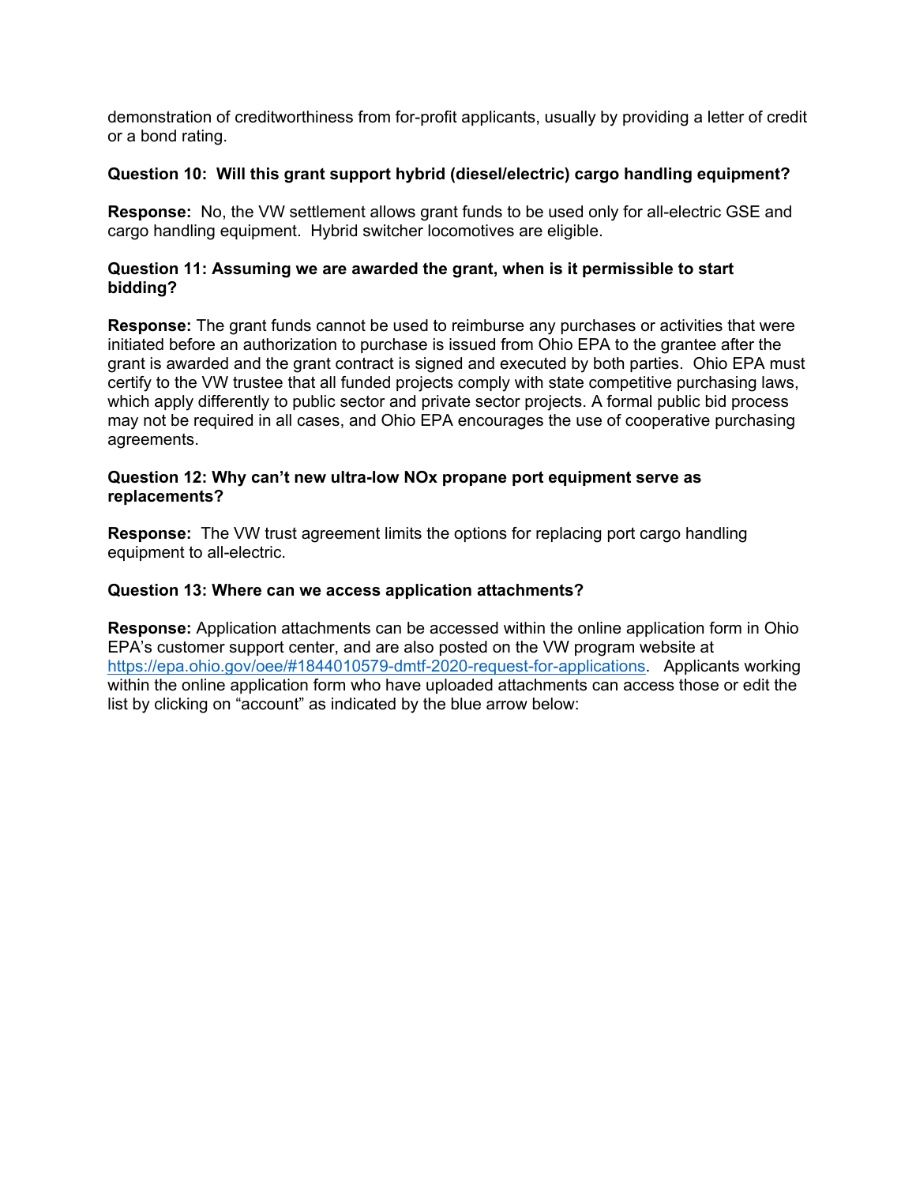demonstration of creditworthiness from for-profit applicants, usually by providing a letter of credit or a bond rating.

**Question 10: Will this grant support hybrid (diesel/electric) cargo handling equipment?**

**Response:** No, the VW settlement allows grant funds to be used only for all-electric GSE and cargo handling equipment. Hybrid switcher locomotives are eligible.

**Question 11: Assuming we are awarded the grant, when is it permissible to start bidding?**

**Response:** The grant funds cannot be used to reimburse any purchases or activities that were initiated before an authorization to purchase is issued from Ohio EPA to the grantee after the grant is awarded and the grant contract is signed and executed by both parties. Ohio EPA must certify to the VW trustee that all funded projects comply with state competitive purchasing laws, which apply differently to public sector and private sector projects. A formal public bid process may not be required in all cases, and Ohio EPA encourages the use of cooperative purchasing agreements.

**Question 12: Why can't new ultra-low NOx propane port equipment serve as replacements?**

**Response:** The VW trust agreement limits the options for replacing port cargo handling equipment to all-electric.

**Question 13: Where can we access application attachments?**

**Response:** Application attachments can be accessed within the online application form in Ohio EPA's customer support center, and are also posted on the VW program website at https://epa.ohio.gov/oee/#1844010579-dmtf-2020-request-for-applications. Applicants working within the online application form who have uploaded attachments can access those or edit the list by clicking on "account" as indicated by the blue arrow below: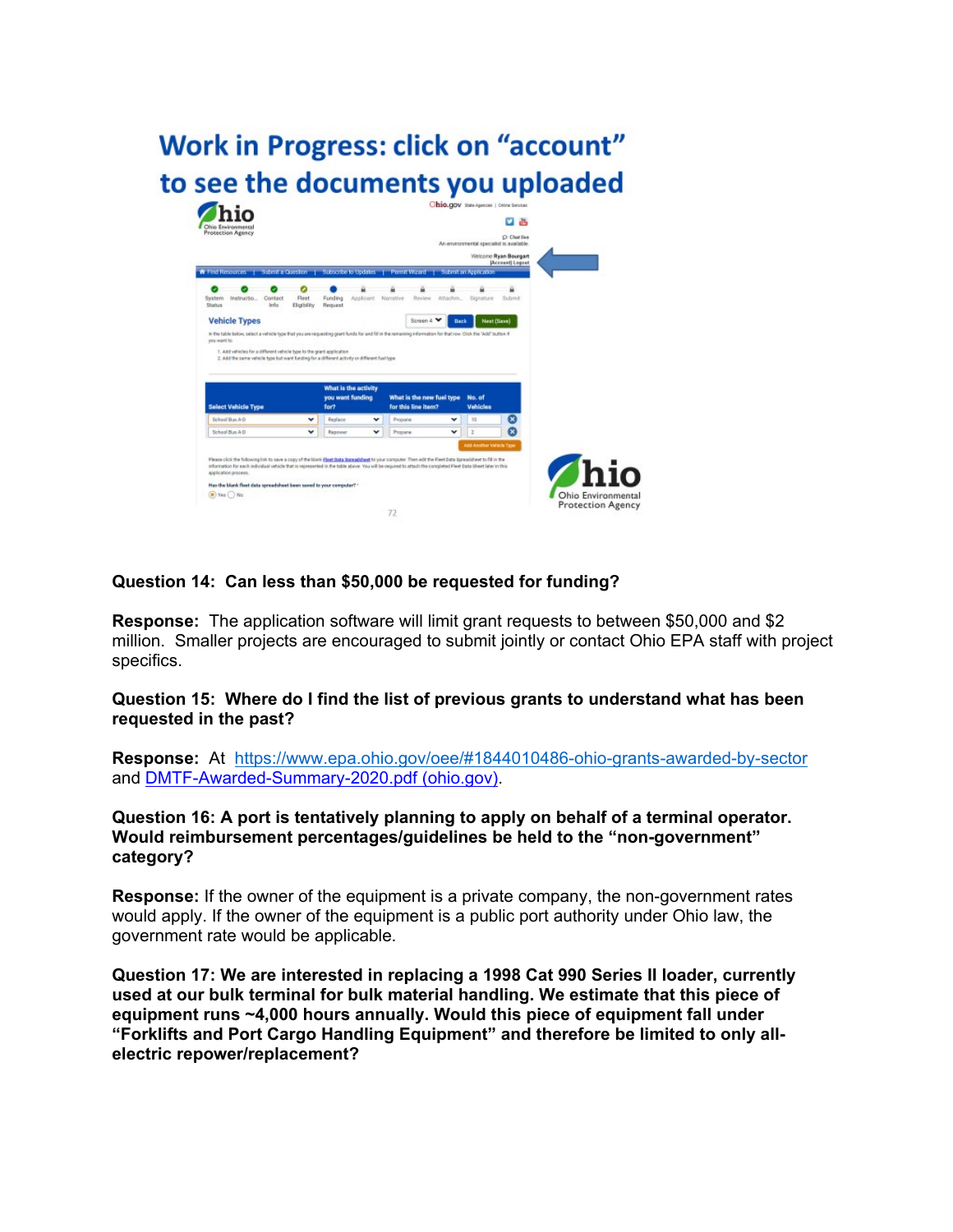## Work in Progress: click on “account” to see the documents you uploaded

**Question 14: Can less than $50,000 be requested for funding?**

**Response:** The application software will limit grant requests to between $50,000 and $2 million. Smaller projects are encouraged to submit jointly or contact Ohio EPA staff with project specifics.

**Question 15: Where do I find the list of previous grants to understand what has been requested in the past?**

**Response:** At https://www.epa.ohio.gov/oee/#1844010486-ohio-grants-awarded-by-sector and DMTF-Awarded-Summary-2020.pdf (ohio.gov).

**Question 16: A port is tentatively planning to apply on behalf of a terminal operator. Would reimbursement percentages/guidelines be held to the “non-government” category?**

**Response:** If the owner of the equipment is a private company, the non-government rates would apply. If the owner of the equipment is a public port authority under Ohio law, the government rate would be applicable.

**Question 17: We are interested in replacing a 1998 Cat 990 Series II loader, currently used at our bulk terminal for bulk material handling. We estimate that this piece of equipment runs ~4,000 hours annually. Would this piece of equipment fall under “Forklifts and Port Cargo Handling Equipment” and therefore be limited to only all-electric repower/replacement?**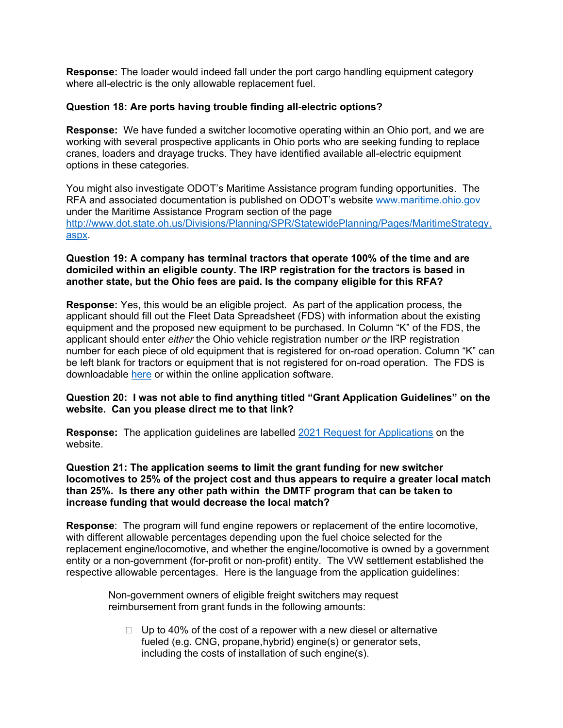**Response:** The loader would indeed fall under the port cargo handling equipment category where all-electric is the only allowable replacement fuel.

**Question 18: Are ports having trouble finding all-electric options?**

**Response:** We have funded a switcher locomotive operating within an Ohio port, and we are working with several prospective applicants in Ohio ports who are seeking funding to replace cranes, loaders and drayage trucks. They have identified available all-electric equipment options in these categories.

You might also investigate ODOT's Maritime Assistance program funding opportunities. The RFA and associated documentation is published on ODOT's website [www.maritime.ohio.gov](www.maritime.ohio.gov) under the Maritime Assistance Program section of the page [http://www.dot.state.oh.us/Divisions/Planning/SPR/StatewidePlanning/Pages/MaritimeStrategy.aspx](http://www.dot.state.oh.us/Divisions/Planning/SPR/StatewidePlanning/Pages/MaritimeStrategy.aspx).

**Question 19: A company has terminal tractors that operate 100% of the time and are domiciled within an eligible county. The IRP registration for the tractors is based in another state, but the Ohio fees are paid. Is the company eligible for this RFA?**

**Response:** Yes, this would be an eligible project. As part of the application process, the applicant should fill out the Fleet Data Spreadsheet (FDS) with information about the existing equipment and the proposed new equipment to be purchased. In Column "K" of the FDS, the applicant should enter *either* the Ohio vehicle registration number *or* the IRP registration number for each piece of old equipment that is registered for on-road operation. Column "K" can be left blank for tractors or equipment that is not registered for on-road operation. The FDS is downloadable here or within the online application software.

**Question 20: I was not able to find anything titled "Grant Application Guidelines" on the website. Can you please direct me to that link?**

**Response:** The application guidelines are labelled 2021 Request for Applications on the website.

**Question 21: The application seems to limit the grant funding for new switcher locomotives to 25% of the project cost and thus appears to require a greater local match than 25%. Is there any other path within the DMTF program that can be taken to increase funding that would decrease the local match?**

**Response**: The program will fund engine repowers or replacement of the entire locomotive, with different allowable percentages depending upon the fuel choice selected for the replacement engine/locomotive, and whether the engine/locomotive is owned by a government entity or a non-government (for-profit or non-profit) entity. The VW settlement established the respective allowable percentages. Here is the language from the application guidelines:

> Non-government owners of eligible freight switchers may request reimbursement from grant funds in the following amounts:
>
> - Up to 40% of the cost of a repower with a new diesel or alternative fueled (e.g. CNG, propane, hybrid) engine(s) or generator sets, including the costs of installation of such engine(s).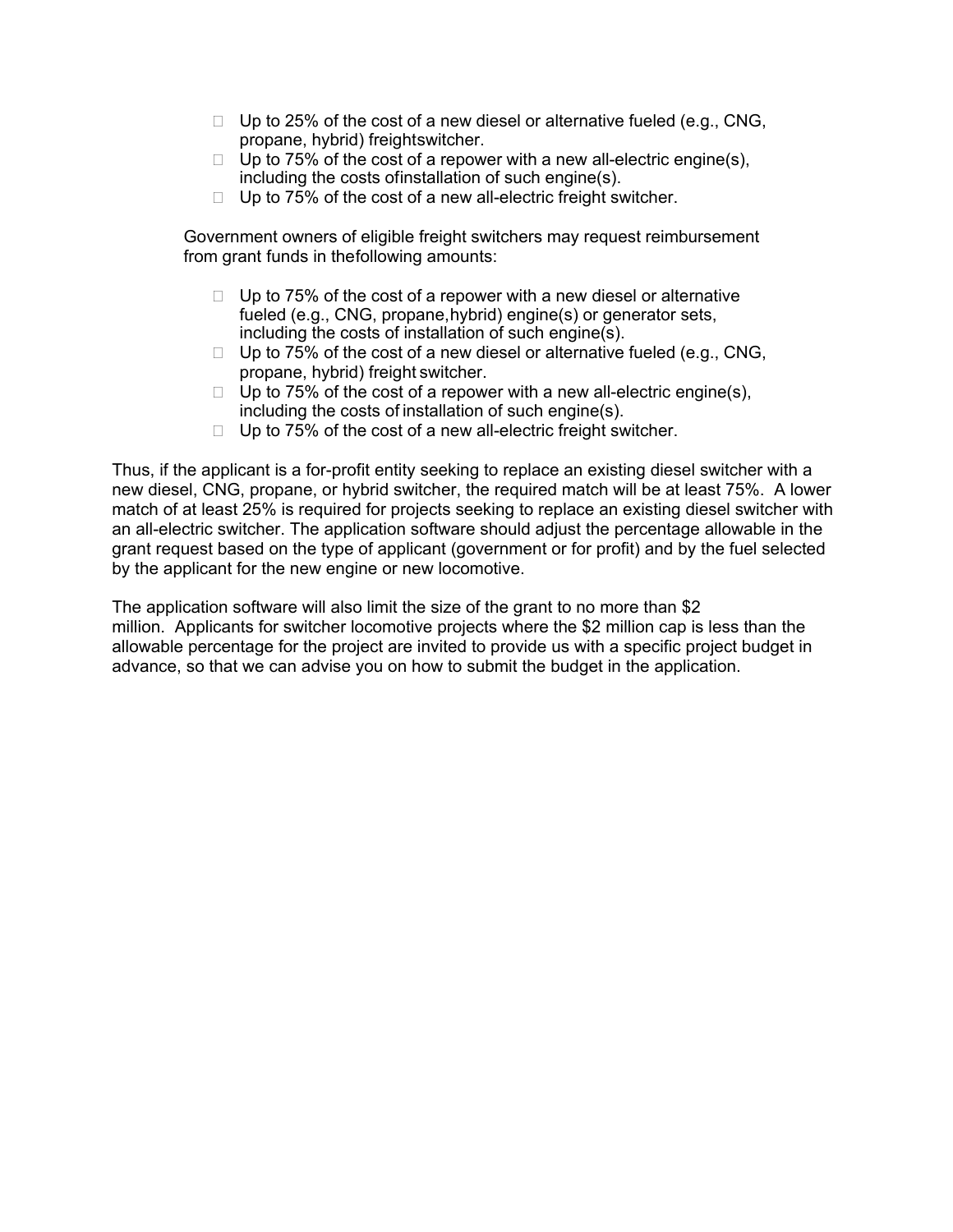- Up to 25% of the cost of a new diesel or alternative fueled (e.g., CNG, propane, hybrid) freightswitcher.
- Up to 75% of the cost of a repower with a new all-electric engine(s), including the costs ofinstallation of such engine(s).
- Up to 75% of the cost of a new all-electric freight switcher.

Government owners of eligible freight switchers may request reimbursement from grant funds in thefollowing amounts:

- Up to 75% of the cost of a repower with a new diesel or alternative fueled (e.g., CNG, propane,hybrid) engine(s) or generator sets, including the costs of installation of such engine(s).
- Up to 75% of the cost of a new diesel or alternative fueled (e.g., CNG, propane, hybrid) freight switcher.
- Up to 75% of the cost of a repower with a new all-electric engine(s), including the costs of installation of such engine(s).
- Up to 75% of the cost of a new all-electric freight switcher.

Thus, if the applicant is a for-profit entity seeking to replace an existing diesel switcher with a new diesel, CNG, propane, or hybrid switcher, the required match will be at least 75%. A lower match of at least 25% is required for projects seeking to replace an existing diesel switcher with an all-electric switcher. The application software should adjust the percentage allowable in the grant request based on the type of applicant (government or for profit) and by the fuel selected by the applicant for the new engine or new locomotive.

The application software will also limit the size of the grant to no more than $2 million. Applicants for switcher locomotive projects where the $2 million cap is less than the allowable percentage for the project are invited to provide us with a specific project budget in advance, so that we can advise you on how to submit the budget in the application.